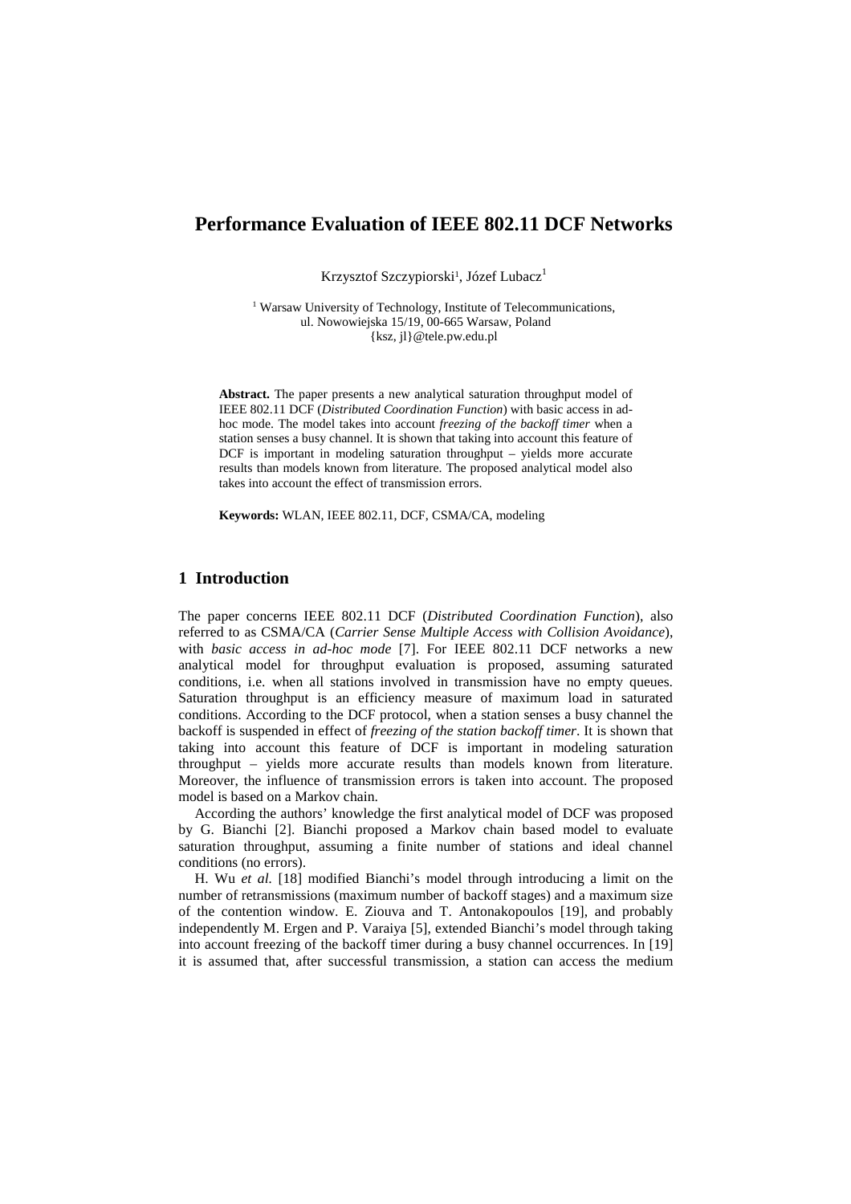# Performance Evaluation of IEEE 802.11 DCF Networks

Krzysztof Szczypiorski[1], Józef Lubacz[1]

[1] Warsaw University of Technology, Institute of Telecommunications,  
ul. Nowowiejska 15/19, 00-665 Warsaw, Poland  
{ksz, jl}@tele.pw.edu.pl

**Abstract.** The paper presents a new analytical saturation throughput model of IEEE 802.11 DCF (*Distributed Coordination Function*) with basic access in ad-hoc mode. The model takes into account *freezing of the backoff timer* when a station senses a busy channel. It is shown that taking into account this feature of DCF is important in modeling saturation throughput – yields more accurate results than models known from literature. The proposed analytical model also takes into account the effect of transmission errors.

**Keywords:** WLAN, IEEE 802.11, DCF, CSMA/CA, modeling

## 1 Introduction

The paper concerns IEEE 802.11 DCF (*Distributed Coordination Function*), also referred to as CSMA/CA (*Carrier Sense Multiple Access with Collision Avoidance*), with *basic access in ad-hoc mode* [7]. For IEEE 802.11 DCF networks a new analytical model for throughput evaluation is proposed, assuming saturated conditions, i.e. when all stations involved in transmission have no empty queues. Saturation throughput is an efficiency measure of maximum load in saturated conditions. According to the DCF protocol, when a station senses a busy channel the backoff is suspended in effect of *freezing of the station backoff timer*. It is shown that taking into account this feature of DCF is important in modeling saturation throughput – yields more accurate results than models known from literature. Moreover, the influence of transmission errors is taken into account. The proposed model is based on a Markov chain.

According the authors' knowledge the first analytical model of DCF was proposed by G. Bianchi [2]. Bianchi proposed a Markov chain based model to evaluate saturation throughput, assuming a finite number of stations and ideal channel conditions (no errors).

H. Wu *et al.* [18] modified Bianchi's model through introducing a limit on the number of retransmissions (maximum number of backoff stages) and a maximum size of the contention window. E. Ziouva and T. Antonakopoulos [19], and probably independently M. Ergen and P. Varaiya [5], extended Bianchi's model through taking into account freezing of the backoff timer during a busy channel occurrences. In [19] it is assumed that, after successful transmission, a station can access the medium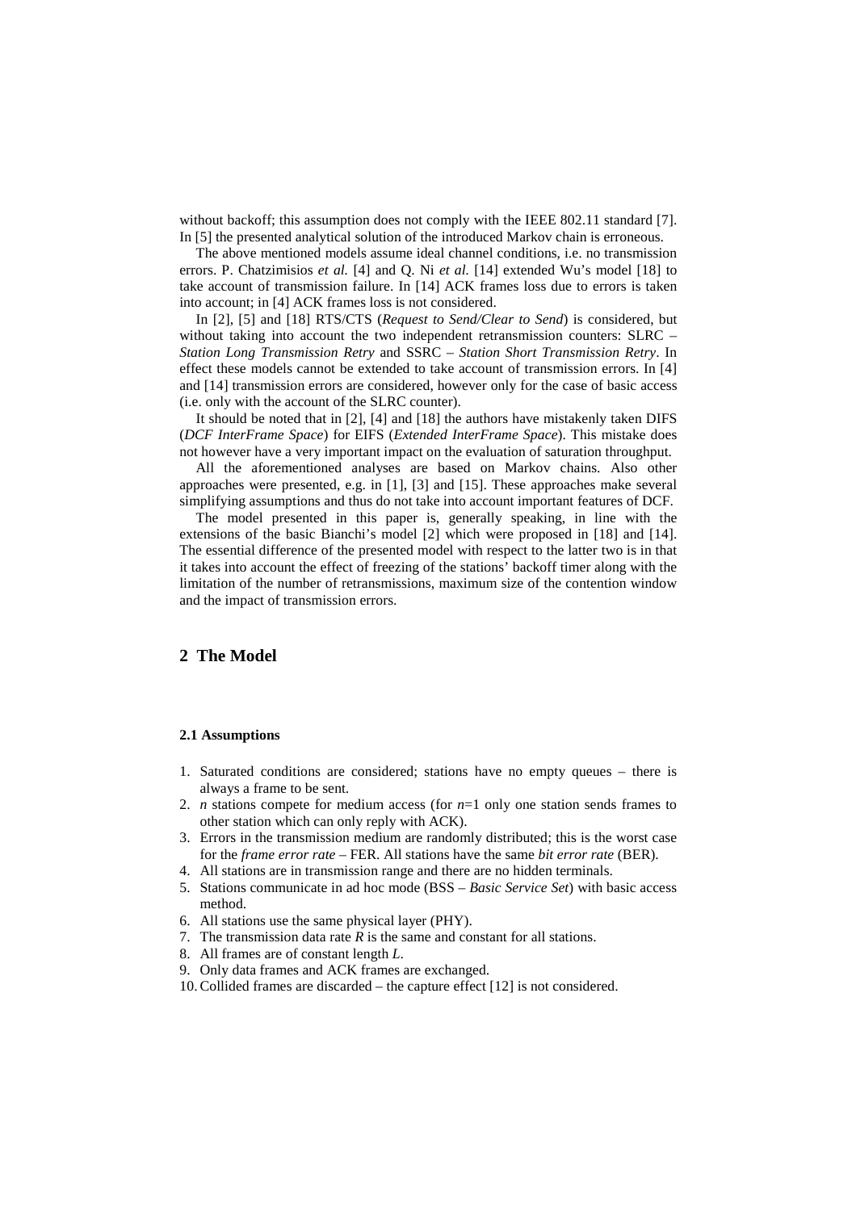without backoff; this assumption does not comply with the IEEE 802.11 standard [7]. In [5] the presented analytical solution of the introduced Markov chain is erroneous.

The above mentioned models assume ideal channel conditions, i.e. no transmission errors. P. Chatzimisios *et al.* [4] and Q. Ni *et al.* [14] extended Wu's model [18] to take account of transmission failure. In [14] ACK frames loss due to errors is taken into account; in [4] ACK frames loss is not considered.

In [2], [5] and [18] RTS/CTS (*Request to Send/Clear to Send*) is considered, but without taking into account the two independent retransmission counters: SLRC – *Station Long Transmission Retry* and SSRC – *Station Short Transmission Retry*. In effect these models cannot be extended to take account of transmission errors. In [4] and [14] transmission errors are considered, however only for the case of basic access (i.e. only with the account of the SLRC counter).

It should be noted that in [2], [4] and [18] the authors have mistakenly taken DIFS (*DCF InterFrame Space*) for EIFS (*Extended InterFrame Space*). This mistake does not however have a very important impact on the evaluation of saturation throughput.

All the aforementioned analyses are based on Markov chains. Also other approaches were presented, e.g. in [1], [3] and [15]. These approaches make several simplifying assumptions and thus do not take into account important features of DCF.

The model presented in this paper is, generally speaking, in line with the extensions of the basic Bianchi's model [2] which were proposed in [18] and [14]. The essential difference of the presented model with respect to the latter two is in that it takes into account the effect of freezing of the stations' backoff timer along with the limitation of the number of retransmissions, maximum size of the contention window and the impact of transmission errors.

## 2 The Model

### 2.1 Assumptions

1. Saturated conditions are considered; stations have no empty queues – there is always a frame to be sent.
2. $n$ stations compete for medium access (for $n$=1 only one station sends frames to other station which can only reply with ACK).
3. Errors in the transmission medium are randomly distributed; this is the worst case for the *frame error rate* – FER. All stations have the same *bit error rate* (BER).
4. All stations are in transmission range and there are no hidden terminals.
5. Stations communicate in ad hoc mode (BSS – *Basic Service Set*) with basic access method.
6. All stations use the same physical layer (PHY).
7. The transmission data rate $R$ is the same and constant for all stations.
8. All frames are of constant length $L$.
9. Only data frames and ACK frames are exchanged.
10. Collided frames are discarded – the capture effect [12] is not considered.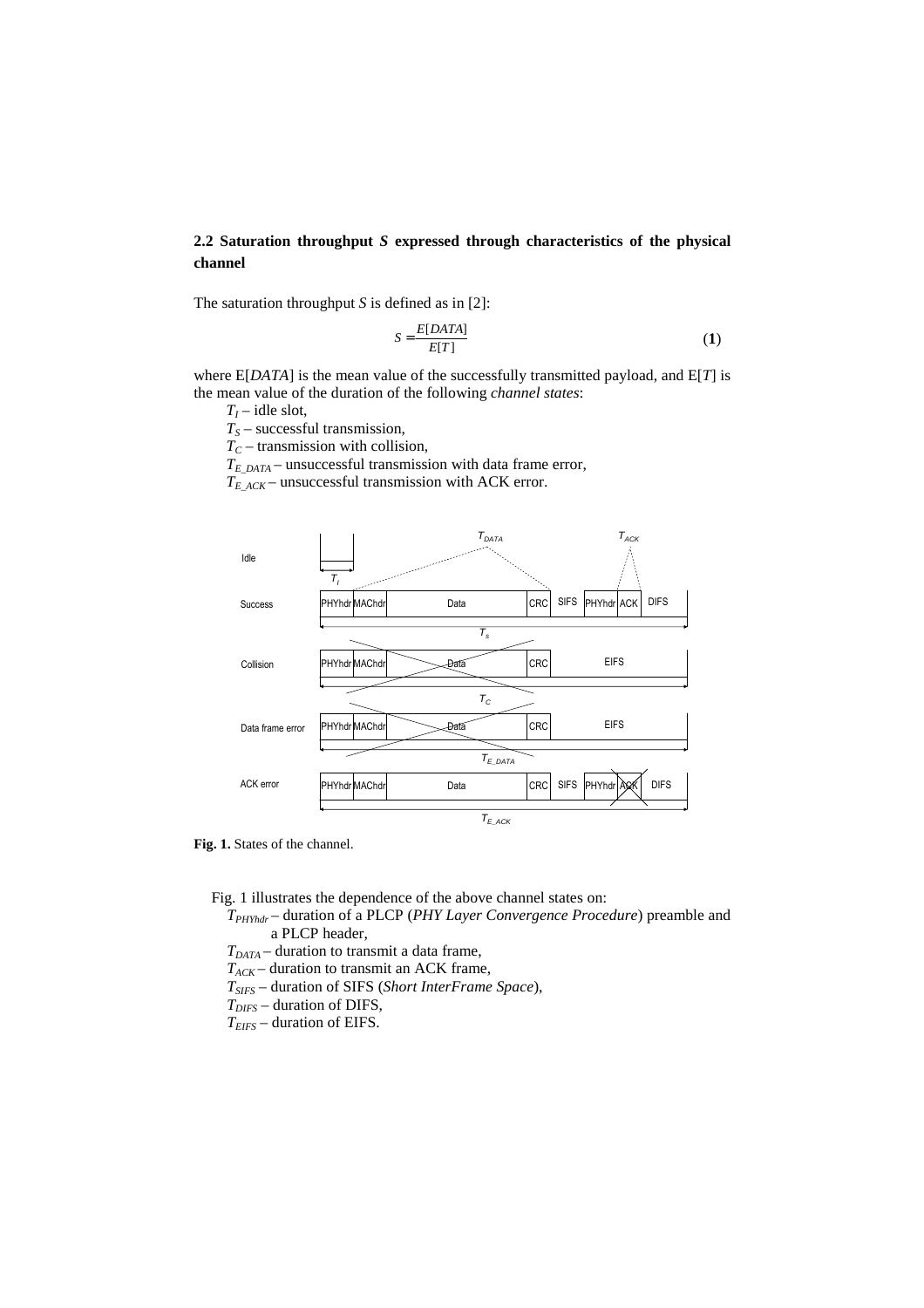### 2.2 Saturation throughput *S* expressed through characteristics of the physical channel

The saturation throughput *S* is defined as in [2]:

$$S = \frac{E[DATA]}{E[T]} \tag{1}$$

where E[*DATA*] is the mean value of the successfully transmitted payload, and E[*T*] is the mean value of the duration of the following *channel states*:

- $T_I$ – idle slot,
- $T_S$ – successful transmission,
- $T_C$ – transmission with collision,
- $T_{E\_DATA}$ – unsuccessful transmission with data frame error,
- $T_{E\_ACK}$ – unsuccessful transmission with ACK error.

**Fig. 1.** States of the channel.

Fig. 1 illustrates the dependence of the above channel states on:

- $T_{PHYhdr}$ – duration of a PLCP (*PHY Layer Convergence Procedure*) preamble and a PLCP header,
- $T_{DATA}$ – duration to transmit a data frame,
- $T_{ACK}$ – duration to transmit an ACK frame,
- $T_{SIFS}$ – duration of SIFS (*Short InterFrame Space*),
- $T_{DIFS}$ – duration of DIFS,
- $T_{EIFS}$ – duration of EIFS.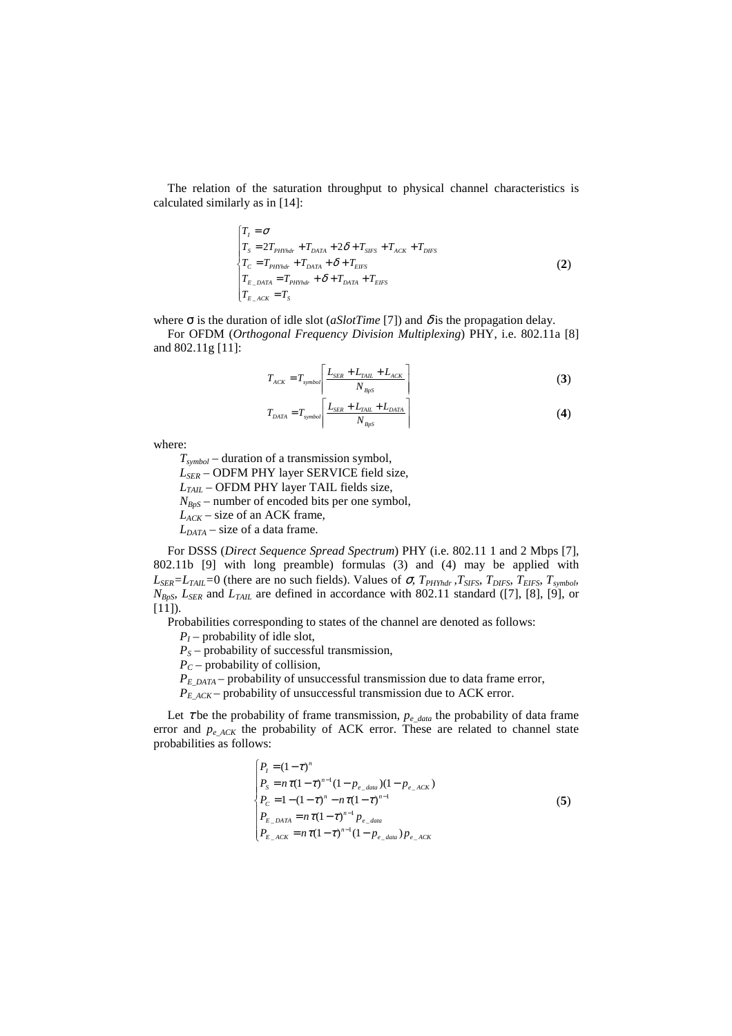The relation of the saturation throughput to physical channel characteristics is calculated similarly as in [14]:

$$
\begin{cases}
T_I = \sigma \\
T_S = 2T_{PHYhdr} + T_{DATA} + 2\delta + T_{SIFS} + T_{ACK} + T_{DIFS} \\
T_C = T_{PHYhdr} + T_{DATA} + \delta + T_{EIFS} \\
T_{E\_DATA} = T_{PHYhdr} + \delta + T_{DATA} + T_{EIFS} \\
T_{E\_ACK} = T_S
\end{cases}
\tag{2}
$$

where σ is the duration of idle slot (*aSlotTime* [7]) and $\delta$ is the propagation delay.

For OFDM (*Orthogonal Frequency Division Multiplexing*) PHY, i.e. 802.11a [8] and 802.11g [11]:

$$
T_{ACK} = T_{symbol} \left\lceil \frac{L_{SER} + L_{TAIL} + L_{ACK}}{N_{BpS}} \right\rceil \tag{3}
$$

$$
T_{DATA} = T_{symbol} \left\lceil \frac{L_{SER} + L_{TAIL} + L_{DATA}}{N_{BpS}} \right\rceil \tag{4}
$$

where:

$T_{symbol}$ – duration of a transmission symbol,
$L_{SER}$ – ODFM PHY layer SERVICE field size,
$L_{TAIL}$ – OFDM PHY layer TAIL fields size,
$N_{BpS}$ – number of encoded bits per one symbol,
$L_{ACK}$ – size of an ACK frame,
$L_{DATA}$ – size of a data frame.

For DSSS (*Direct Sequence Spread Spectrum*) PHY (i.e. 802.11 1 and 2 Mbps [7], 802.11b [9] with long preamble) formulas (3) and (4) may be applied with $L_{SER}=L_{TAIL}=0$ (there are no such fields). Values of $\sigma$, $T_{PHYhdr}$, $T_{SIFS}$, $T_{DIFS}$, $T_{EIFS}$, $T_{symbol}$, $N_{BpS}$, $L_{SER}$ and $L_{TAIL}$ are defined in accordance with 802.11 standard ([7], [8], [9], or [11]).

Probabilities corresponding to states of the channel are denoted as follows:

$P_I$ – probability of idle slot,
$P_S$ – probability of successful transmission,
$P_C$ – probability of collision,
$P_{E\_DATA}$ – probability of unsuccessful transmission due to data frame error,
$P_{E\_ACK}$ – probability of unsuccessful transmission due to ACK error.

Let $\tau$ be the probability of frame transmission, $p_{e\_data}$ the probability of data frame error and $p_{e\_ACK}$ the probability of ACK error. These are related to channel state probabilities as follows:

$$
\begin{cases}
P_I = (1-\tau)^n \\
P_S = n\tau(1-\tau)^{n-1}(1-p_{e\_data})(1-p_{e\_ACK}) \\
P_C = 1-(1-\tau)^n - n\tau(1-\tau)^{n-1} \\
P_{E\_DATA} = n\tau(1-\tau)^{n-1} p_{e\_data} \\
P_{E\_ACK} = n\tau(1-\tau)^{n-1}(1-p_{e\_data}) p_{e\_ACK}
\end{cases}
\tag{5}
$$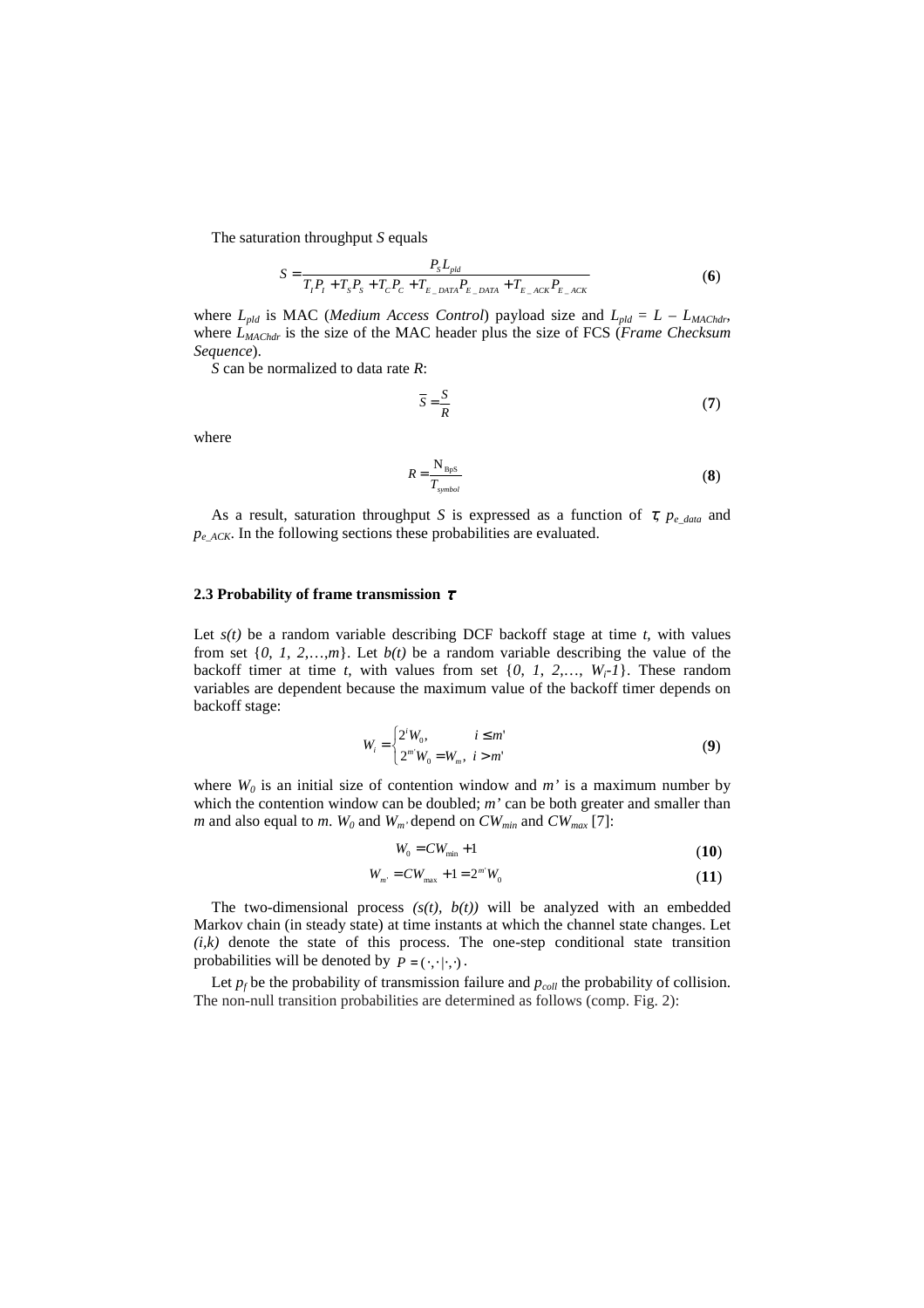The saturation throughput $S$ equals

$$S = \frac{P_S L_{pld}}{T_I P_I + T_S P_S + T_C P_C + T_{E\_DATA} P_{E\_DATA} + T_{E\_ACK} P_{E\_ACK}} \tag{6}$$

where $L_{pld}$ is MAC (*Medium Access Control*) payload size and $L_{pld} = L - L_{MAChdr}$, where $L_{MAChdr}$ is the size of the MAC header plus the size of FCS (*Frame Checksum Sequence*).

$S$ can be normalized to data rate $R$:

$$\bar{S} = \frac{S}{R} \tag{7}$$

where

$$R = \frac{N_{BpS}}{T_{symbol}} \tag{8}$$

As a result, saturation throughput $S$ is expressed as a function of $\tau$, $p_{e\_data}$ and $p_{e\_ACK}$. In the following sections these probabilities are evaluated.

### 2.3 Probability of frame transmission $\tau$

Let $s(t)$ be a random variable describing DCF backoff stage at time $t$, with values from set $\{0, 1, 2,\ldots,m\}$. Let $b(t)$ be a random variable describing the value of the backoff timer at time $t$, with values from set $\{0, 1, 2,\ldots, W_i-1\}$. These random variables are dependent because the maximum value of the backoff timer depends on backoff stage:

$$W_i = \begin{cases} 2^i W_0, & i \le m' \\ 2^{m'} W_0 = W_m, & i > m' \end{cases} \tag{9}$$

where $W_0$ is an initial size of contention window and $m'$ is a maximum number by which the contention window can be doubled; $m'$ can be both greater and smaller than $m$ and also equal to $m$. $W_0$ and $W_{m'}$ depend on $CW_{min}$ and $CW_{max}$ [7]:

$$W_0 = CW_{\min} + 1 \tag{10}$$

$$W_{m'} = CW_{\max} + 1 = 2^{m'} W_0 \tag{11}$$

The two-dimensional process $(s(t), b(t))$ will be analyzed with an embedded Markov chain (in steady state) at time instants at which the channel state changes. Let $(i,k)$ denote the state of this process. The one-step conditional state transition probabilities will be denoted by $P = (\cdot,\cdot|\cdot,\cdot)$.

Let $p_f$ be the probability of transmission failure and $p_{coll}$ the probability of collision. The non-null transition probabilities are determined as follows (comp. Fig. 2):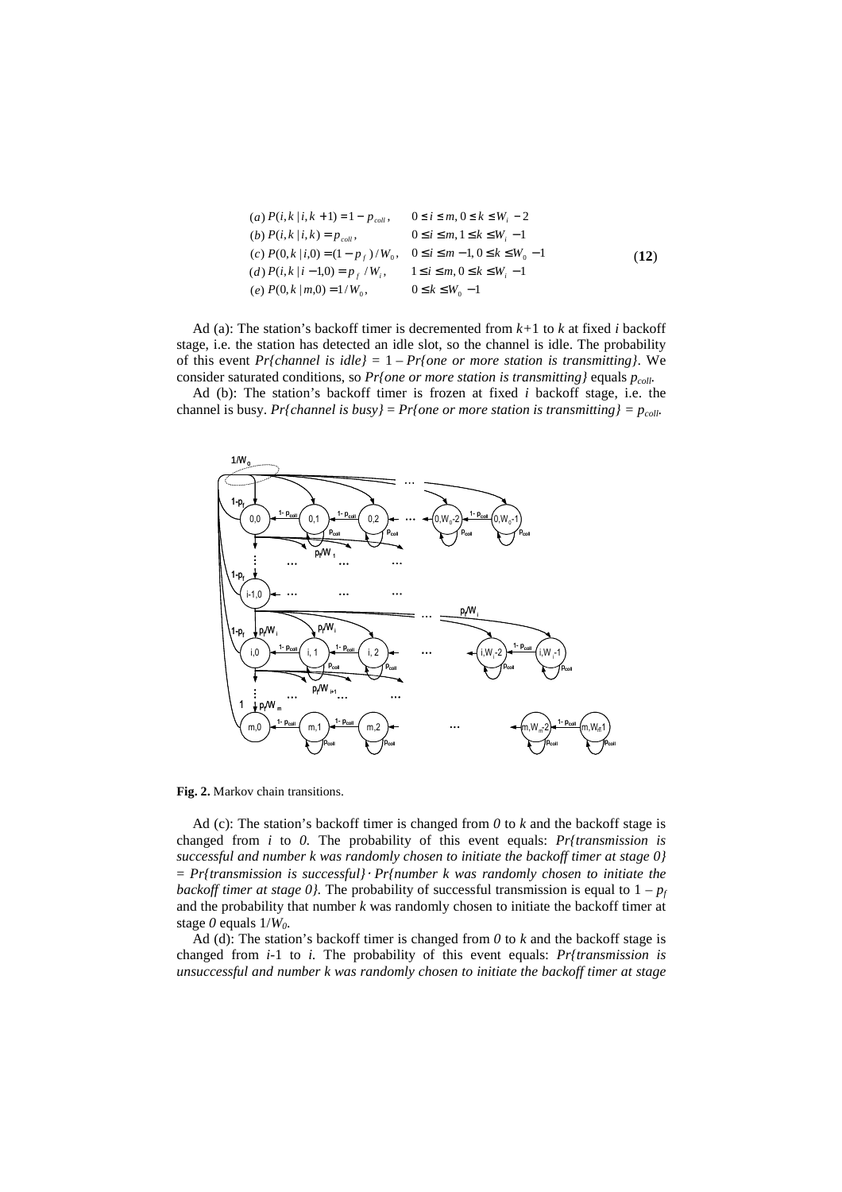$$
\begin{array}{ll}
(a)\ P(i,k \mid i,k+1) = 1 - p_{coll}, & 0 \le i \le m,\ 0 \le k \le W_i - 2 \\
(b)\ P(i,k \mid i,k) = p_{coll}, & 0 \le i \le m,\ 1 \le k \le W_i - 1 \\
(c)\ P(0,k \mid i,0) = (1 - p_f)/W_0, & 0 \le i \le m-1,\ 0 \le k \le W_0 - 1 \\
(d)\ P(i,k \mid i-1,0) = p_f / W_i, & 1 \le i \le m,\ 0 \le k \le W_i - 1 \\
(e)\ P(0,k \mid m,0) = 1/W_0, & 0 \le k \le W_0 - 1
\end{array}
\qquad (12)
$$

Ad (a): The station's backoff timer is decremented from $k+1$ to $k$ at fixed $i$ backoff stage, i.e. the station has detected an idle slot, so the channel is idle. The probability of this event *Pr{channel is idle}* = 1 – *Pr{one or more station is transmitting}*. We consider saturated conditions, so *Pr{one or more station is transmitting}* equals $p_{coll}$.

Ad (b): The station's backoff timer is frozen at fixed $i$ backoff stage, i.e. the channel is busy. *Pr{channel is busy}* = *Pr{one or more station is transmitting}* = $p_{coll}$.

**Fig. 2.** Markov chain transitions.

Ad (c): The station's backoff timer is changed from *0* to $k$ and the backoff stage is changed from $i$ to *0*. The probability of this event equals: *Pr{transmission is successful and number k was randomly chosen to initiate the backoff timer at stage 0}* = *Pr{transmission is successful}* · *Pr{number k was randomly chosen to initiate the backoff timer at stage 0}*. The probability of successful transmission is equal to $1 - p_f$ and the probability that number $k$ was randomly chosen to initiate the backoff timer at stage *0* equals $1/W_0$.

Ad (d): The station's backoff timer is changed from *0* to $k$ and the backoff stage is changed from $i$-1 to $i$. The probability of this event equals: *Pr{transmission is unsuccessful and number k was randomly chosen to initiate the backoff timer at stage*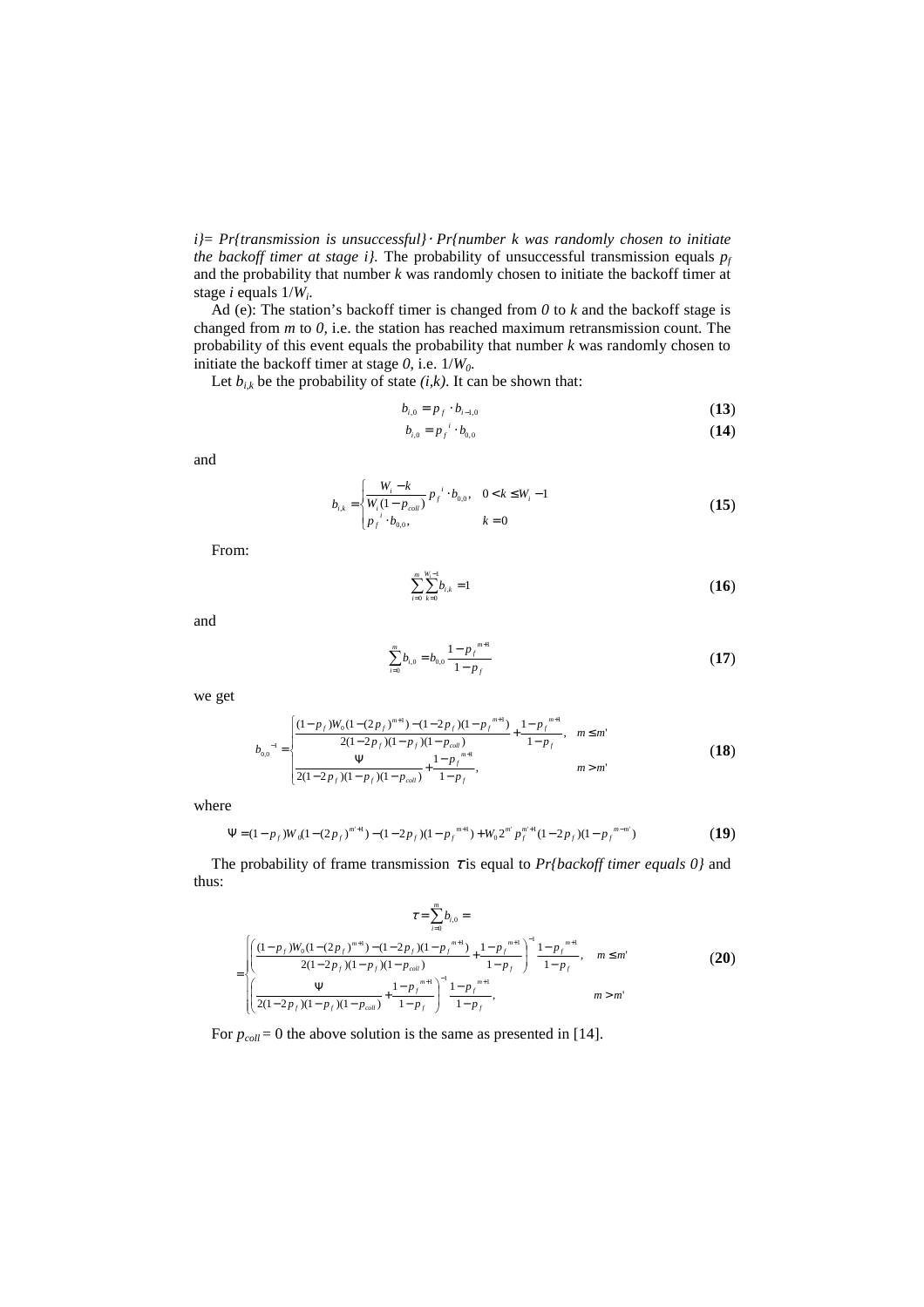$i\}$= *Pr{transmission is unsuccessful}* $\cdot$ *Pr{number k was randomly chosen to initiate the backoff timer at stage i}.* The probability of unsuccessful transmission equals $p_f$ and the probability that number $k$ was randomly chosen to initiate the backoff timer at stage $i$ equals $1/W_i$.

Ad (e): The station's backoff timer is changed from $0$ to $k$ and the backoff stage is changed from $m$ to $0$, i.e. the station has reached maximum retransmission count. The probability of this event equals the probability that number $k$ was randomly chosen to initiate the backoff timer at stage $0$, i.e. $1/W_0$.

Let $b_{i,k}$ be the probability of state $(i,k)$. It can be shown that:

$$b_{i,0} = p_f \cdot b_{i-1,0} \tag{13}$$

$$b_{i,0} = p_f^{\ i} \cdot b_{0,0} \tag{14}$$

and

$$b_{i,k} = \begin{cases} \dfrac{W_i - k}{W_i (1 - p_{coll})} p_f^{\ i} \cdot b_{0,0}, & 0 < k \le W_i - 1 \\ p_f^{\ i} \cdot b_{0,0}, & k = 0 \end{cases} \tag{15}$$

From:

$$\sum_{i=0}^{m} \sum_{k=0}^{W_i - 1} b_{i,k} = 1 \tag{16}$$

and

$$\sum_{i=0}^{m} b_{i,0} = b_{0,0} \frac{1 - p_f^{\ m+1}}{1 - p_f} \tag{17}$$

we get

$$b_{0,0}^{\ -1} = \begin{cases} \dfrac{(1-p_f) W_0 (1-(2p_f)^{m+1}) - (1-2p_f)(1-p_f^{\ m+1})}{2(1-2p_f)(1-p_f)(1-p_{coll})} + \dfrac{1-p_f^{\ m+1}}{1-p_f}, & m \le m' \\ \dfrac{\Psi}{2(1-2p_f)(1-p_f)(1-p_{coll})} + \dfrac{1-p_f^{\ m+1}}{1-p_f}, & m > m' \end{cases} \tag{18}$$

where

$$\Psi = (1-p_f) W_0 (1-(2p_f)^{m'+1}) - (1-2p_f)(1-p_f^{\ m+1}) + W_0 2^{m'} p_f^{m'+1} (1-2p_f)(1-p_f^{\ m-m'}) \tag{19}$$

The probability of frame transmission $\tau$ is equal to *Pr{backoff timer equals 0}* and thus:

$$\tau = \sum_{i=0}^{m} b_{i,0} = $$

$$= \begin{cases} \left( \dfrac{(1-p_f) W_0 (1-(2p_f)^{m+1}) - (1-2p_f)(1-p_f^{\ m+1})}{2(1-2p_f)(1-p_f)(1-p_{coll})} + \dfrac{1-p_f^{\ m+1}}{1-p_f} \right)^{-1} \dfrac{1-p_f^{\ m+1}}{1-p_f}, & m \le m' \\ \left( \dfrac{\Psi}{2(1-2p_f)(1-p_f)(1-p_{coll})} + \dfrac{1-p_f^{\ m+1}}{1-p_f} \right)^{-1} \dfrac{1-p_f^{\ m+1}}{1-p_f}, & m > m' \end{cases} \tag{20}$$

For $p_{coll} = 0$ the above solution is the same as presented in [14].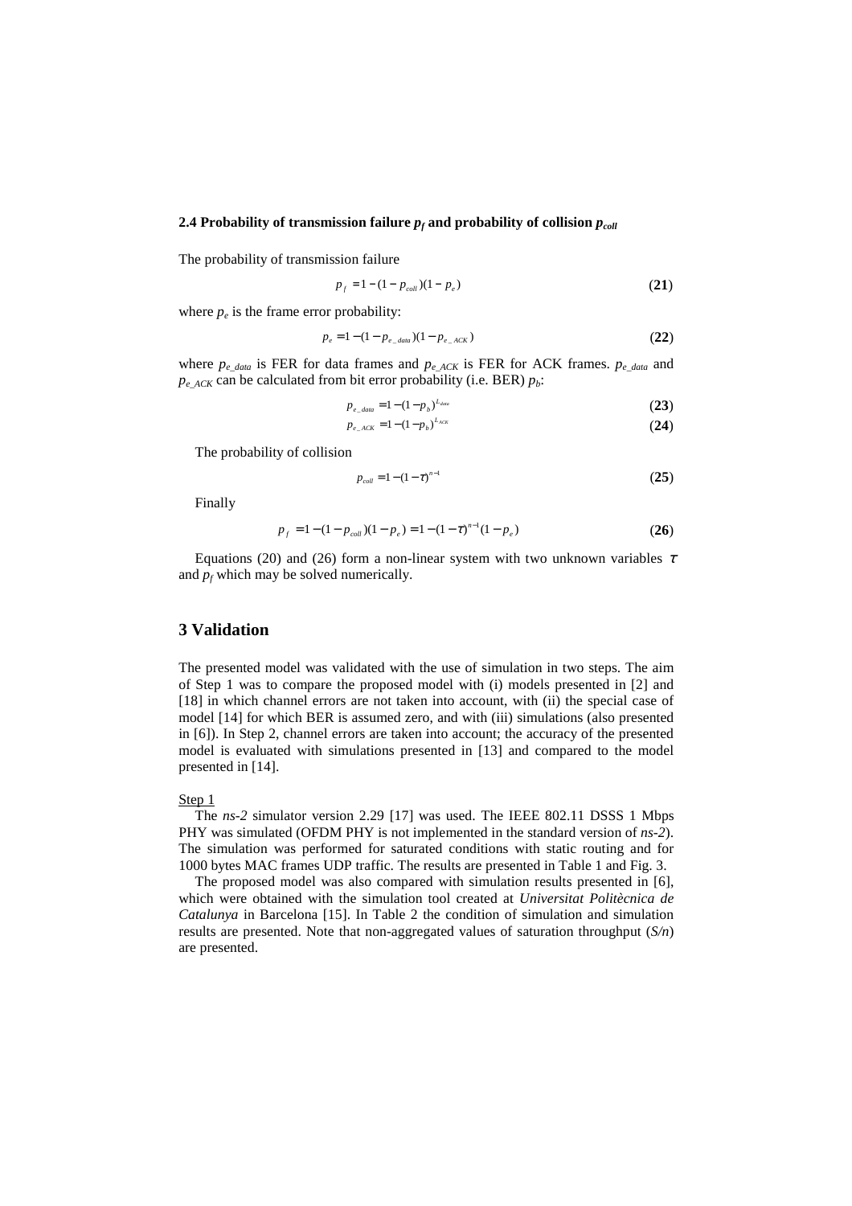### 2.4 Probability of transmission failure $p_f$ and probability of collision $p_{coll}$

The probability of transmission failure

$$p_f = 1 - (1 - p_{coll})(1 - p_e) \tag{21}$$

where $p_e$ is the frame error probability:

$$p_e = 1 - (1 - p_{e\_data})(1 - p_{e\_ACK}) \tag{22}$$

where $p_{e\_data}$ is FER for data frames and $p_{e\_ACK}$ is FER for ACK frames. $p_{e\_data}$ and $p_{e\_ACK}$ can be calculated from bit error probability (i.e. BER) $p_b$:

$$p_{e\_data} = 1 - (1 - p_b)^{L_{data}} \tag{23}$$

$$p_{e\_ACK} = 1 - (1 - p_b)^{L_{ACK}} \tag{24}$$

The probability of collision

$$p_{coll} = 1 - (1 - \tau)^{n-1} \tag{25}$$

Finally

$$p_f = 1 - (1 - p_{coll})(1 - p_e) = 1 - (1 - \tau)^{n-1}(1 - p_e) \tag{26}$$

Equations (20) and (26) form a non-linear system with two unknown variables $\tau$ and $p_f$ which may be solved numerically.

## 3 Validation

The presented model was validated with the use of simulation in two steps. The aim of Step 1 was to compare the proposed model with (i) models presented in [2] and [18] in which channel errors are not taken into account, with (ii) the special case of model [14] for which BER is assumed zero, and with (iii) simulations (also presented in [6]). In Step 2, channel errors are taken into account; the accuracy of the presented model is evaluated with simulations presented in [13] and compared to the model presented in [14].

Step 1

The *ns-2* simulator version 2.29 [17] was used. The IEEE 802.11 DSSS 1 Mbps PHY was simulated (OFDM PHY is not implemented in the standard version of *ns-2*). The simulation was performed for saturated conditions with static routing and for 1000 bytes MAC frames UDP traffic. The results are presented in Table 1 and Fig. 3.

The proposed model was also compared with simulation results presented in [6], which were obtained with the simulation tool created at *Universitat Politècnica de Catalunya* in Barcelona [15]. In Table 2 the condition of simulation and simulation results are presented. Note that non-aggregated values of saturation throughput ($S/n$) are presented.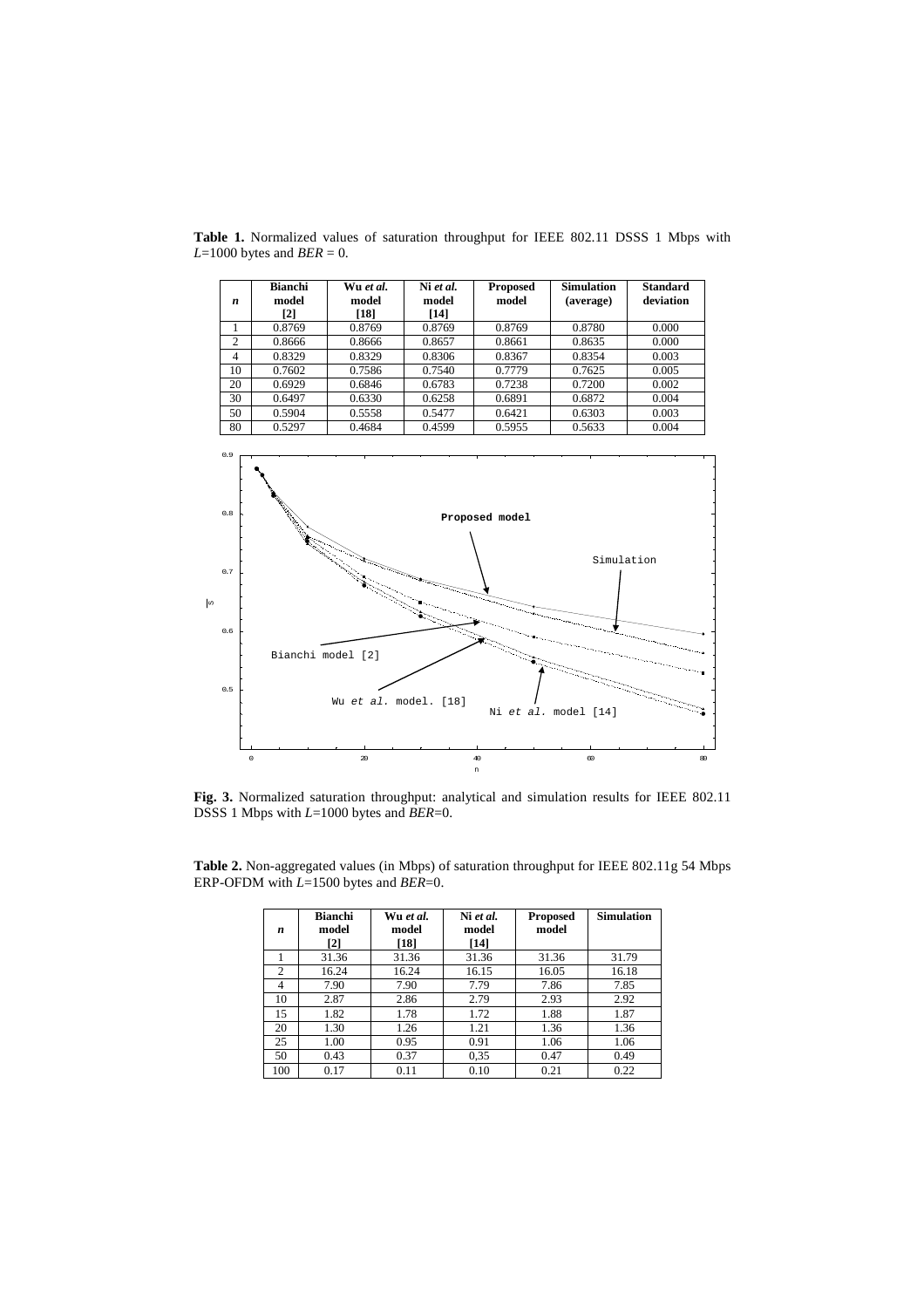**Table 1.** Normalized values of saturation throughput for IEEE 802.11 DSSS 1 Mbps with $L$=1000 bytes and $BER$ = 0.

| $n$ | Bianchi model [2] | Wu *et al.* model [18] | Ni *et al.* model [14] | Proposed model | Simulation (average) | Standard deviation |
|---|---|---|---|---|---|---|
| 1 | 0.8769 | 0.8769 | 0.8769 | 0.8769 | 0.8780 | 0.000 |
| 2 | 0.8666 | 0.8666 | 0.8657 | 0.8661 | 0.8635 | 0.000 |
| 4 | 0.8329 | 0.8329 | 0.8306 | 0.8367 | 0.8354 | 0.003 |
| 10 | 0.7602 | 0.7586 | 0.7540 | 0.7779 | 0.7625 | 0.005 |
| 20 | 0.6929 | 0.6846 | 0.6783 | 0.7238 | 0.7200 | 0.002 |
| 30 | 0.6497 | 0.6330 | 0.6258 | 0.6891 | 0.6872 | 0.004 |
| 50 | 0.5904 | 0.5558 | 0.5477 | 0.6421 | 0.6303 | 0.003 |
| 80 | 0.5297 | 0.4684 | 0.4599 | 0.5955 | 0.5633 | 0.004 |

**Fig. 3.** Normalized saturation throughput: analytical and simulation results for IEEE 802.11 DSSS 1 Mbps with $L$=1000 bytes and $BER$=0.

**Table 2.** Non-aggregated values (in Mbps) of saturation throughput for IEEE 802.11g 54 Mbps ERP-OFDM with $L$=1500 bytes and $BER$=0.

| $n$ | Bianchi model [2] | Wu *et al.* model [18] | Ni *et al.* model [14] | Proposed model | Simulation |
|---|---|---|---|---|---|
| 1 | 31.36 | 31.36 | 31.36 | 31.36 | 31.79 |
| 2 | 16.24 | 16.24 | 16.15 | 16.05 | 16.18 |
| 4 | 7.90 | 7.90 | 7.79 | 7.86 | 7.85 |
| 10 | 2.87 | 2.86 | 2.79 | 2.93 | 2.92 |
| 15 | 1.82 | 1.78 | 1.72 | 1.88 | 1.87 |
| 20 | 1.30 | 1.26 | 1.21 | 1.36 | 1.36 |
| 25 | 1.00 | 0.95 | 0.91 | 1.06 | 1.06 |
| 50 | 0.43 | 0.37 | 0,35 | 0.47 | 0.49 |
| 100 | 0.17 | 0.11 | 0.10 | 0.21 | 0.22 |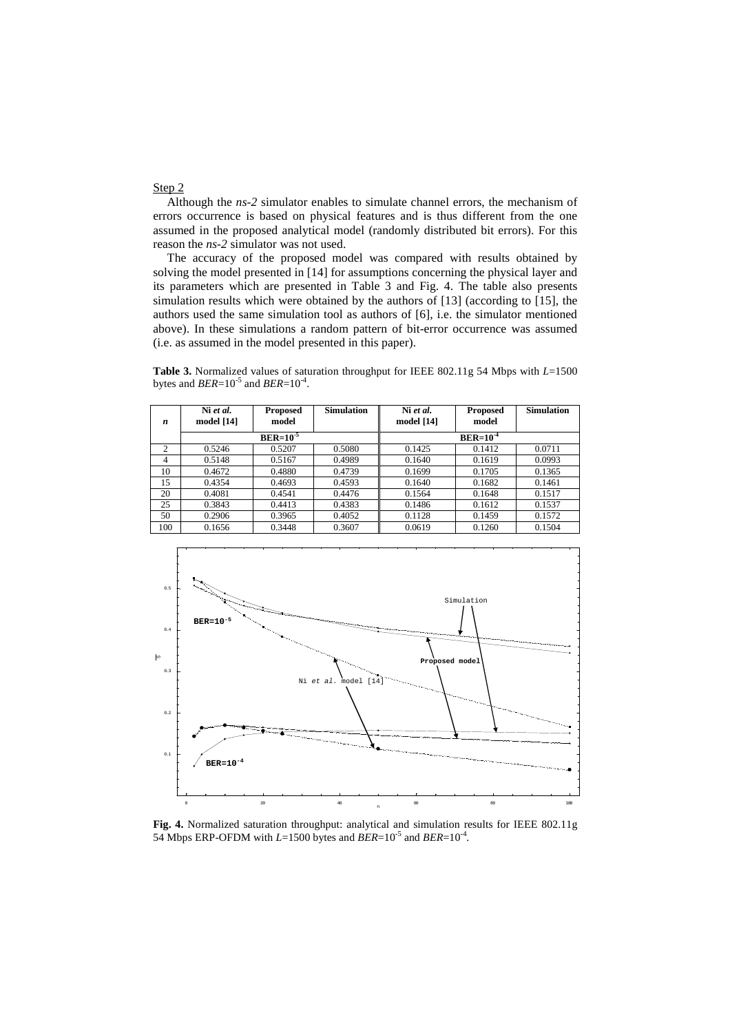Step 2

Although the *ns-2* simulator enables to simulate channel errors, the mechanism of errors occurrence is based on physical features and is thus different from the one assumed in the proposed analytical model (randomly distributed bit errors). For this reason the *ns-2* simulator was not used.

The accuracy of the proposed model was compared with results obtained by solving the model presented in [14] for assumptions concerning the physical layer and its parameters which are presented in Table 3 and Fig. 4. The table also presents simulation results which were obtained by the authors of [13] (according to [15], the authors used the same simulation tool as authors of [6], i.e. the simulator mentioned above). In these simulations a random pattern of bit-error occurrence was assumed (i.e. as assumed in the model presented in this paper).

**Table 3.** Normalized values of saturation throughput for IEEE 802.11g 54 Mbps with $L$=1500 bytes and $BER=10^{-5}$ and $BER=10^{-4}$.

| *n* | Ni *et al.* model [14] | Proposed model | Simulation | Ni *et al.* model [14] | Proposed model | Simulation |
|---|---|---|---|---|---|---|
| | $BER=10^{-5}$ | | | $BER=10^{-4}$ | | |
| 2 | 0.5246 | 0.5207 | 0.5080 | 0.1425 | 0.1412 | 0.0711 |
| 4 | 0.5148 | 0.5167 | 0.4989 | 0.1640 | 0.1619 | 0.0993 |
| 10 | 0.4672 | 0.4880 | 0.4739 | 0.1699 | 0.1705 | 0.1365 |
| 15 | 0.4354 | 0.4693 | 0.4593 | 0.1640 | 0.1682 | 0.1461 |
| 20 | 0.4081 | 0.4541 | 0.4476 | 0.1564 | 0.1648 | 0.1517 |
| 25 | 0.3843 | 0.4413 | 0.4383 | 0.1486 | 0.1612 | 0.1537 |
| 50 | 0.2906 | 0.3965 | 0.4052 | 0.1128 | 0.1459 | 0.1572 |
| 100 | 0.1656 | 0.3448 | 0.3607 | 0.0619 | 0.1260 | 0.1504 |

**Fig. 4.** Normalized saturation throughput: analytical and simulation results for IEEE 802.11g 54 Mbps ERP-OFDM with $L$=1500 bytes and $BER=10^{-5}$ and $BER=10^{-4}$.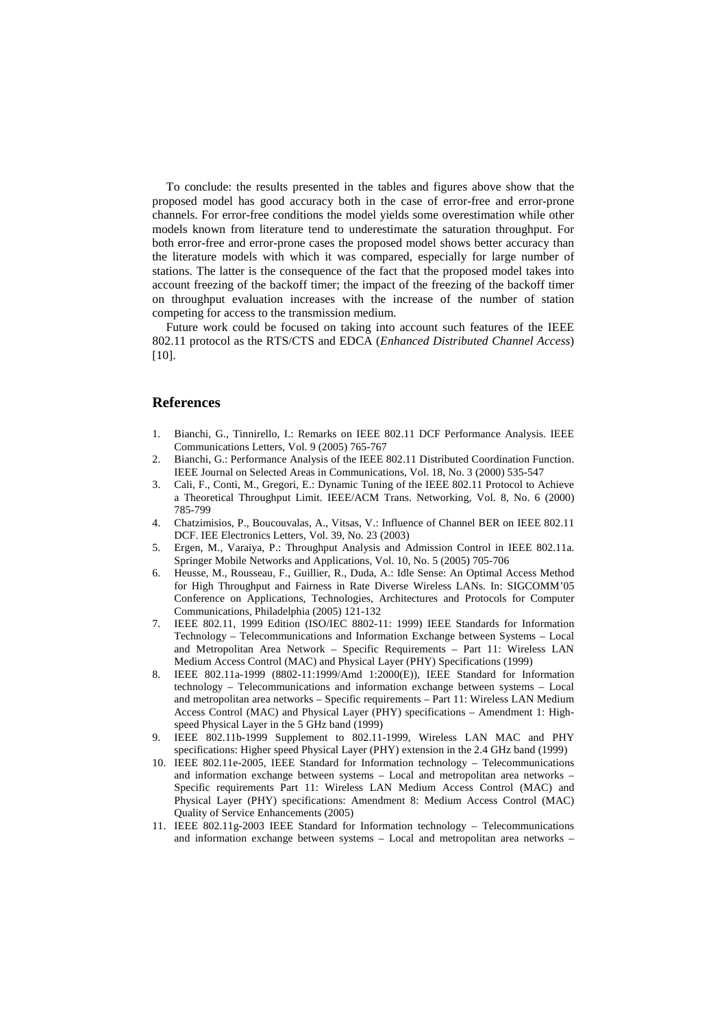To conclude: the results presented in the tables and figures above show that the proposed model has good accuracy both in the case of error-free and error-prone channels. For error-free conditions the model yields some overestimation while other models known from literature tend to underestimate the saturation throughput. For both error-free and error-prone cases the proposed model shows better accuracy than the literature models with which it was compared, especially for large number of stations. The latter is the consequence of the fact that the proposed model takes into account freezing of the backoff timer; the impact of the freezing of the backoff timer on throughput evaluation increases with the increase of the number of station competing for access to the transmission medium.

Future work could be focused on taking into account such features of the IEEE 802.11 protocol as the RTS/CTS and EDCA (*Enhanced Distributed Channel Access*) [10].

## References

1. Bianchi, G., Tinnirello, I.: Remarks on IEEE 802.11 DCF Performance Analysis. IEEE Communications Letters, Vol. 9 (2005) 765-767
2. Bianchi, G.: Performance Analysis of the IEEE 802.11 Distributed Coordination Function. IEEE Journal on Selected Areas in Communications, Vol. 18, No. 3 (2000) 535-547
3. Cali, F., Conti, M., Gregori, E.: Dynamic Tuning of the IEEE 802.11 Protocol to Achieve a Theoretical Throughput Limit. IEEE/ACM Trans. Networking, Vol. 8, No. 6 (2000) 785-799
4. Chatzimisios, P., Boucouvalas, A., Vitsas, V.: Influence of Channel BER on IEEE 802.11 DCF. IEE Electronics Letters, Vol. 39, No. 23 (2003)
5. Ergen, M., Varaiya, P.: Throughput Analysis and Admission Control in IEEE 802.11a. Springer Mobile Networks and Applications, Vol. 10, No. 5 (2005) 705-706
6. Heusse, M., Rousseau, F., Guillier, R., Duda, A.: Idle Sense: An Optimal Access Method for High Throughput and Fairness in Rate Diverse Wireless LANs. In: SIGCOMM'05 Conference on Applications, Technologies, Architectures and Protocols for Computer Communications, Philadelphia (2005) 121-132
7. IEEE 802.11, 1999 Edition (ISO/IEC 8802-11: 1999) IEEE Standards for Information Technology – Telecommunications and Information Exchange between Systems – Local and Metropolitan Area Network – Specific Requirements – Part 11: Wireless LAN Medium Access Control (MAC) and Physical Layer (PHY) Specifications (1999)
8. IEEE 802.11a-1999 (8802-11:1999/Amd 1:2000(E)), IEEE Standard for Information technology – Telecommunications and information exchange between systems – Local and metropolitan area networks – Specific requirements – Part 11: Wireless LAN Medium Access Control (MAC) and Physical Layer (PHY) specifications – Amendment 1: High-speed Physical Layer in the 5 GHz band (1999)
9. IEEE 802.11b-1999 Supplement to 802.11-1999, Wireless LAN MAC and PHY specifications: Higher speed Physical Layer (PHY) extension in the 2.4 GHz band (1999)
10. IEEE 802.11e-2005, IEEE Standard for Information technology – Telecommunications and information exchange between systems – Local and metropolitan area networks – Specific requirements Part 11: Wireless LAN Medium Access Control (MAC) and Physical Layer (PHY) specifications: Amendment 8: Medium Access Control (MAC) Quality of Service Enhancements (2005)
11. IEEE 802.11g-2003 IEEE Standard for Information technology – Telecommunications and information exchange between systems – Local and metropolitan area networks –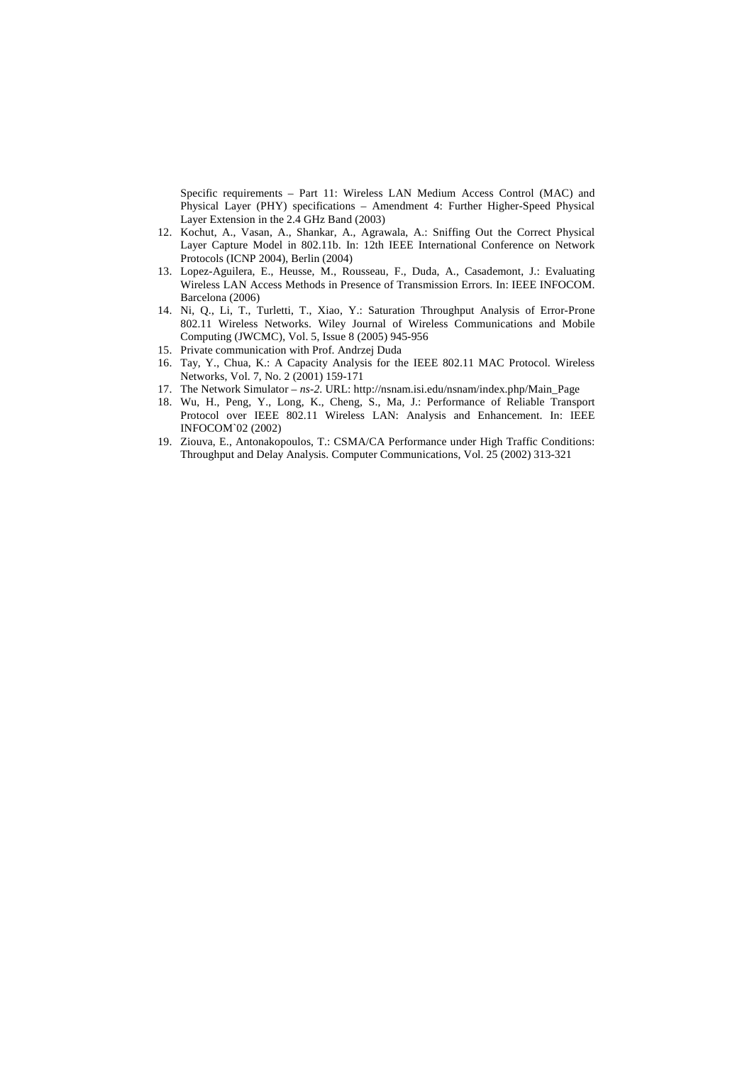Specific requirements – Part 11: Wireless LAN Medium Access Control (MAC) and Physical Layer (PHY) specifications – Amendment 4: Further Higher-Speed Physical Layer Extension in the 2.4 GHz Band (2003)

12. Kochut, A., Vasan, A., Shankar, A., Agrawala, A.: Sniffing Out the Correct Physical Layer Capture Model in 802.11b. In: 12th IEEE International Conference on Network Protocols (ICNP 2004), Berlin (2004)
13. Lopez-Aguilera, E., Heusse, M., Rousseau, F., Duda, A., Casademont, J.: Evaluating Wireless LAN Access Methods in Presence of Transmission Errors. In: IEEE INFOCOM. Barcelona (2006)
14. Ni, Q., Li, T., Turletti, T., Xiao, Y.: Saturation Throughput Analysis of Error-Prone 802.11 Wireless Networks. Wiley Journal of Wireless Communications and Mobile Computing (JWCMC), Vol. 5, Issue 8 (2005) 945-956
15. Private communication with Prof. Andrzej Duda
16. Tay, Y., Chua, K.: A Capacity Analysis for the IEEE 802.11 MAC Protocol. Wireless Networks, Vol. 7, No. 2 (2001) 159-171
17. The Network Simulator – *ns-2*. URL: http://nsnam.isi.edu/nsnam/index.php/Main_Page
18. Wu, H., Peng, Y., Long, K., Cheng, S., Ma, J.: Performance of Reliable Transport Protocol over IEEE 802.11 Wireless LAN: Analysis and Enhancement. In: IEEE INFOCOM`02 (2002)
19. Ziouva, E., Antonakopoulos, T.: CSMA/CA Performance under High Traffic Conditions: Throughput and Delay Analysis. Computer Communications, Vol. 25 (2002) 313-321